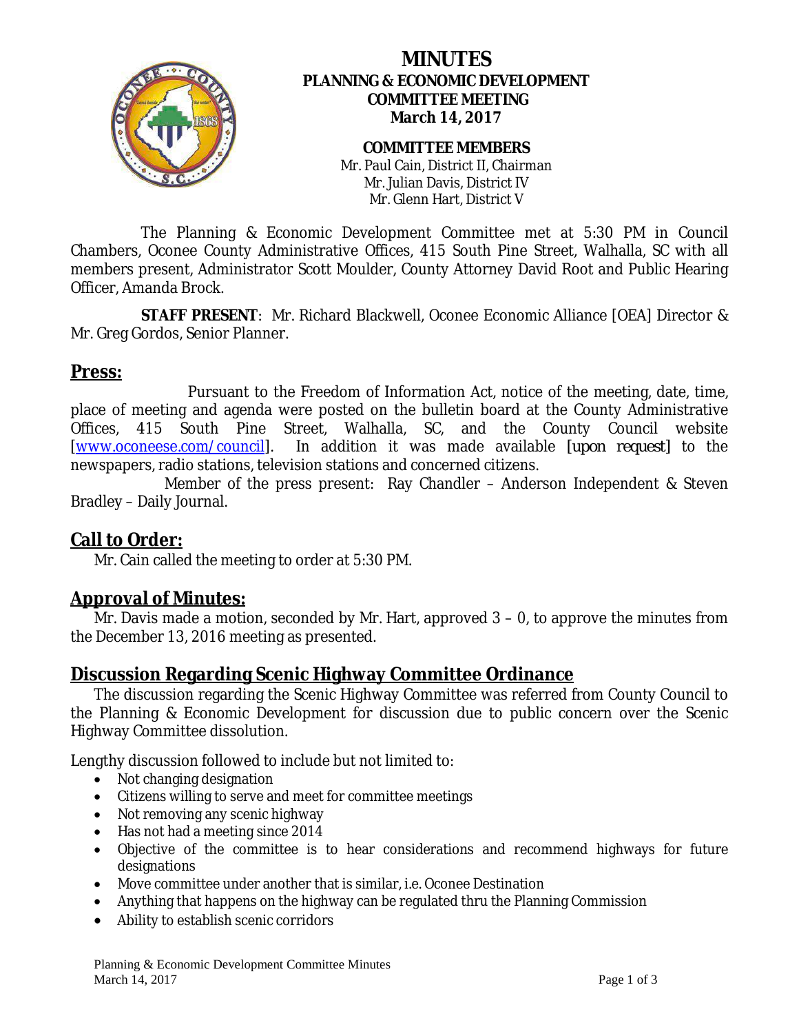# MINUTES

## PLANNING & ECONOMIC DEVELOPMENT COMMITTEE MEETING

**March 14, 2017**

**COMMITTEE MEMBERS**

Mr. Paul Cain, District II, Chairman
Mr. Julian Davis, District IV
Mr. Glenn Hart, District V

The Planning & Economic Development Committee met at 5:30 PM in Council Chambers, Oconee County Administrative Offices, 415 South Pine Street, Walhalla, SC with all members present, Administrator Scott Moulder, County Attorney David Root and Public Hearing Officer, Amanda Brock.

**STAFF PRESENT**: Mr. Richard Blackwell, Oconee Economic Alliance [OEA] Director & Mr. Greg Gordos, Senior Planner.

## Press:

Pursuant to the Freedom of Information Act, notice of the meeting, date, time, place of meeting and agenda were posted on the bulletin board at the County Administrative Offices, 415 South Pine Street, Walhalla, SC, and the County Council website [www.oconeese.com/council]. In addition it was made available [upon request] to the newspapers, radio stations, television stations and concerned citizens.

Member of the press present: Ray Chandler – Anderson Independent & Steven Bradley – Daily Journal.

## Call to Order:

Mr. Cain called the meeting to order at 5:30 PM.

## Approval of Minutes:

Mr. Davis made a motion, seconded by Mr. Hart, approved 3 – 0, to approve the minutes from the December 13, 2016 meeting as presented.

## Discussion Regarding Scenic Highway Committee Ordinance

The discussion regarding the Scenic Highway Committee was referred from County Council to the Planning & Economic Development for discussion due to public concern over the Scenic Highway Committee dissolution.

Lengthy discussion followed to include but not limited to:

- Not changing designation
- Citizens willing to serve and meet for committee meetings
- Not removing any scenic highway
- Has not had a meeting since 2014
- Objective of the committee is to hear considerations and recommend highways for future designations
- Move committee under another that is similar, i.e. Oconee Destination
- Anything that happens on the highway can be regulated thru the Planning Commission
- Ability to establish scenic corridors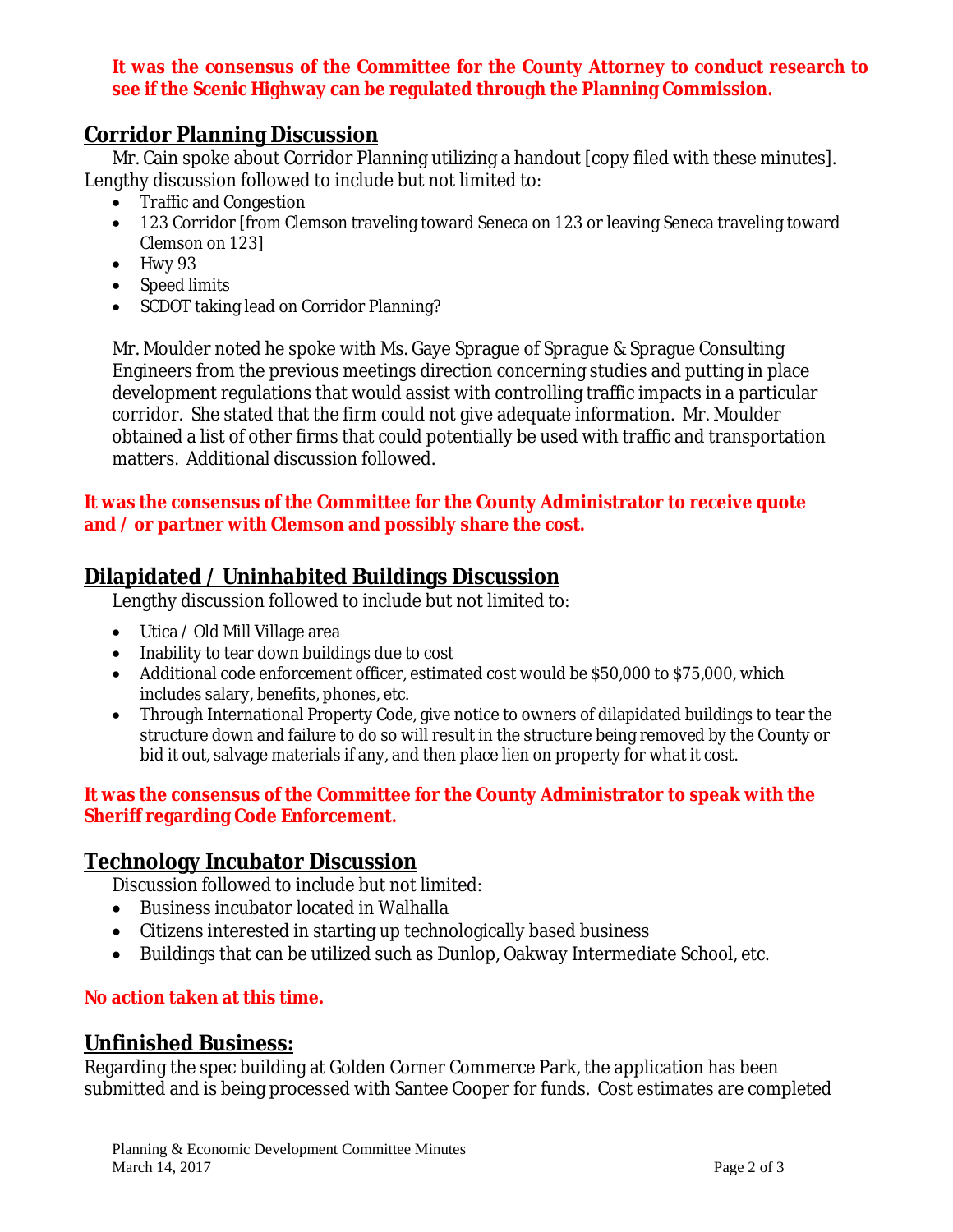**It was the consensus of the Committee for the County Attorney to conduct research to see if the Scenic Highway can be regulated through the Planning Commission.**

## Corridor Planning Discussion

Mr. Cain spoke about Corridor Planning utilizing a handout [copy filed with these minutes]. Lengthy discussion followed to include but not limited to:

- Traffic and Congestion
- 123 Corridor [from Clemson traveling toward Seneca on 123 or leaving Seneca traveling toward Clemson on 123]
- Hwy 93
- Speed limits
- SCDOT taking lead on Corridor Planning?

Mr. Moulder noted he spoke with Ms. Gaye Sprague of Sprague & Sprague Consulting Engineers from the previous meetings direction concerning studies and putting in place development regulations that would assist with controlling traffic impacts in a particular corridor. She stated that the firm could not give adequate information. Mr. Moulder obtained a list of other firms that could potentially be used with traffic and transportation matters. Additional discussion followed.

**It was the consensus of the Committee for the County Administrator to receive quote and / or partner with Clemson and possibly share the cost.**

## Dilapidated / Uninhabited Buildings Discussion

Lengthy discussion followed to include but not limited to:

- Utica / Old Mill Village area
- Inability to tear down buildings due to cost
- Additional code enforcement officer, estimated cost would be $50,000 to $75,000, which includes salary, benefits, phones, etc.
- Through International Property Code, give notice to owners of dilapidated buildings to tear the structure down and failure to do so will result in the structure being removed by the County or bid it out, salvage materials if any, and then place lien on property for what it cost.

**It was the consensus of the Committee for the County Administrator to speak with the Sheriff regarding Code Enforcement.**

## Technology Incubator Discussion

Discussion followed to include but not limited:

- Business incubator located in Walhalla
- Citizens interested in starting up technologically based business
- Buildings that can be utilized such as Dunlop, Oakway Intermediate School, etc.

**No action taken at this time.**

## Unfinished Business:

Regarding the spec building at Golden Corner Commerce Park, the application has been submitted and is being processed with Santee Cooper for funds. Cost estimates are completed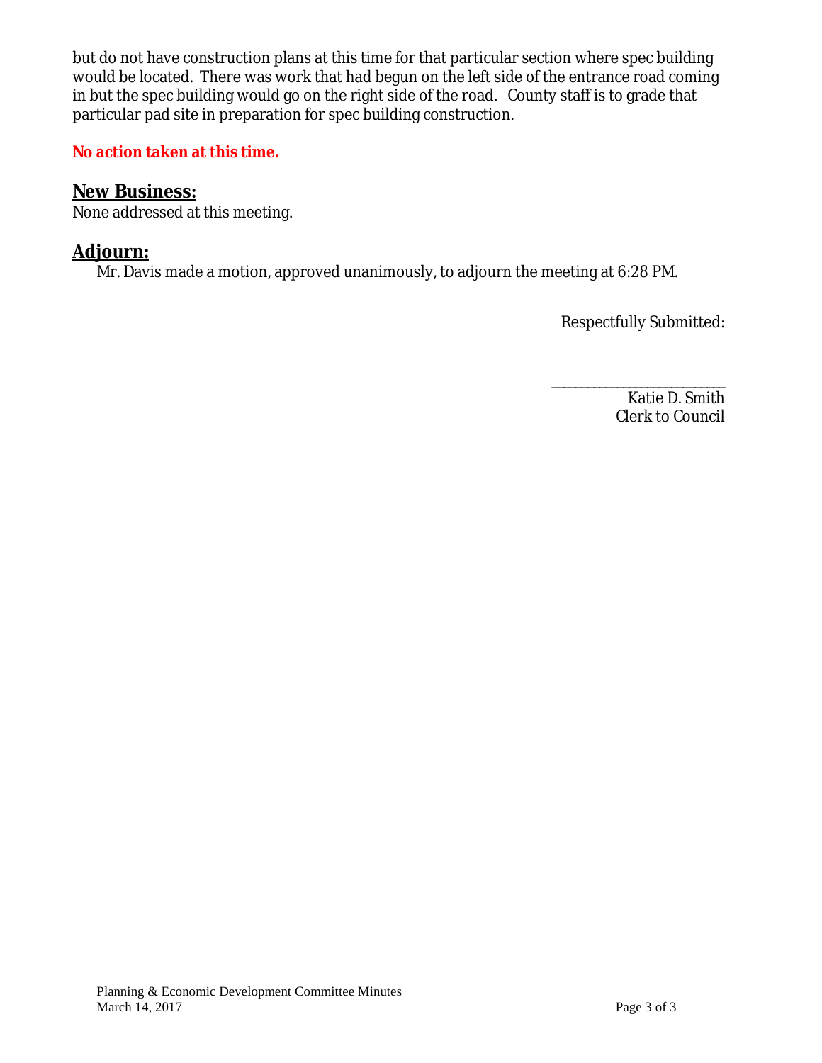but do not have construction plans at this time for that particular section where spec building would be located. There was work that had begun on the left side of the entrance road coming in but the spec building would go on the right side of the road. County staff is to grade that particular pad site in preparation for spec building construction.

**No action taken at this time.**

## New Business:

None addressed at this meeting.

## Adjourn:

Mr. Davis made a motion, approved unanimously, to adjourn the meeting at 6:28 PM.

Respectfully Submitted:

\_\_\_\_\_\_\_\_\_\_\_\_\_\_\_\_\_\_\_\_\_\_\_\_\_\_

Katie D. Smith
Clerk to Council